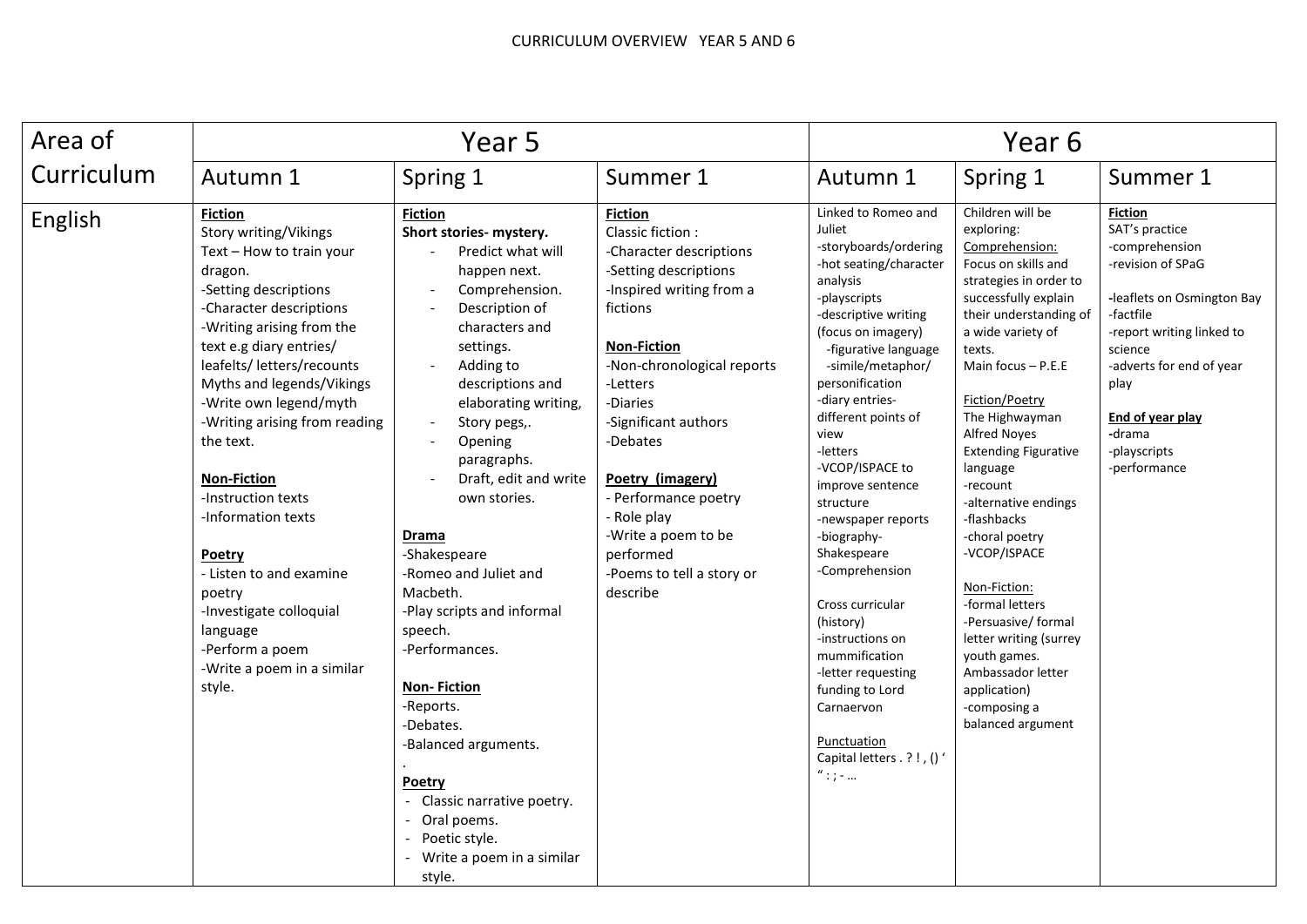CURRICULUM OVERVIEW YEAR 5 AND 6

| Area of Curriculum | Year 5 | | | Year 6 | | |
|---|---|---|---|---|---|---|
| | Autumn 1 | Spring 1 | Summer 1 | Autumn 1 | Spring 1 | Summer 1 |
| English | **Fiction**<br>Story writing/Vikings<br>Text – How to train your dragon.<br>-Setting descriptions<br>-Character descriptions<br>-Writing arising from the text e.g diary entries/ leafelts/ letters/recounts<br>Myths and legends/Vikings<br>-Write own legend/myth<br>-Writing arising from reading the text.<br><br>**Non-Fiction**<br>-Instruction texts<br>-Information texts<br><br>**Poetry**<br>- Listen to and examine poetry<br>-Investigate colloquial language<br>-Perform a poem<br>-Write a poem in a similar style. | **Fiction**<br>**Short stories- mystery.**<br>- Predict what will happen next.<br>- Comprehension.<br>- Description of characters and settings.<br>- Adding to descriptions and elaborating writing,<br>- Story pegs,.<br>- Opening paragraphs.<br>- Draft, edit and write own stories.<br><br>**Drama**<br>-Shakespeare<br>-Romeo and Juliet and Macbeth.<br>-Play scripts and informal speech.<br>-Performances.<br><br>**Non- Fiction**<br>-Reports.<br>-Debates.<br>-Balanced arguments.<br>.<br>**Poetry**<br>- Classic narrative poetry.<br>- Oral poems.<br>- Poetic style.<br>- Write a poem in a similar style. | **Fiction**<br>Classic fiction :<br>-Character descriptions<br>-Setting descriptions<br>-Inspired writing from a fictions<br><br>**Non-Fiction**<br>-Non-chronological reports<br>-Letters<br>-Diaries<br>-Significant authors<br>-Debates<br><br>**Poetry (imagery)**<br>- Performance poetry<br>- Role play<br>-Write a poem to be performed<br>-Poems to tell a story or describe | Linked to Romeo and Juliet<br>-storyboards/ordering<br>-hot seating/character analysis<br>-playscripts<br>-descriptive writing (focus on imagery)<br>-figurative language<br>-simile/metaphor/ personification<br>-diary entries- different points of view<br>-letters<br>-VCOP/ISPACE to improve sentence structure<br>-newspaper reports<br>-biography- Shakespeare<br>-Comprehension<br><br>Cross curricular (history)<br>-instructions on mummification<br>-letter requesting funding to Lord Carnaervon<br><br>Punctuation<br>Capital letters . ? ! , () ' " : ; - … | Children will be exploring:<br>Comprehension:<br>Focus on skills and strategies in order to successfully explain their understanding of a wide variety of texts.<br>Main focus – P.E.E<br><br>Fiction/Poetry<br>The Highwayman Alfred Noyes<br>Extending Figurative language<br>-recount<br>-alternative endings<br>-flashbacks<br>-choral poetry<br>-VCOP/ISPACE<br><br>Non-Fiction:<br>-formal letters<br>-Persuasive/ formal letter writing (surrey youth games. Ambassador letter application)<br>-composing a balanced argument | **Fiction**<br>SAT's practice<br>-comprehension<br>-revision of SPaG<br><br>-leaflets on Osmington Bay<br>-factfile<br>-report writing linked to science<br>-adverts for end of year play<br><br>**End of year play**<br>-drama<br>-playscripts<br>-performance |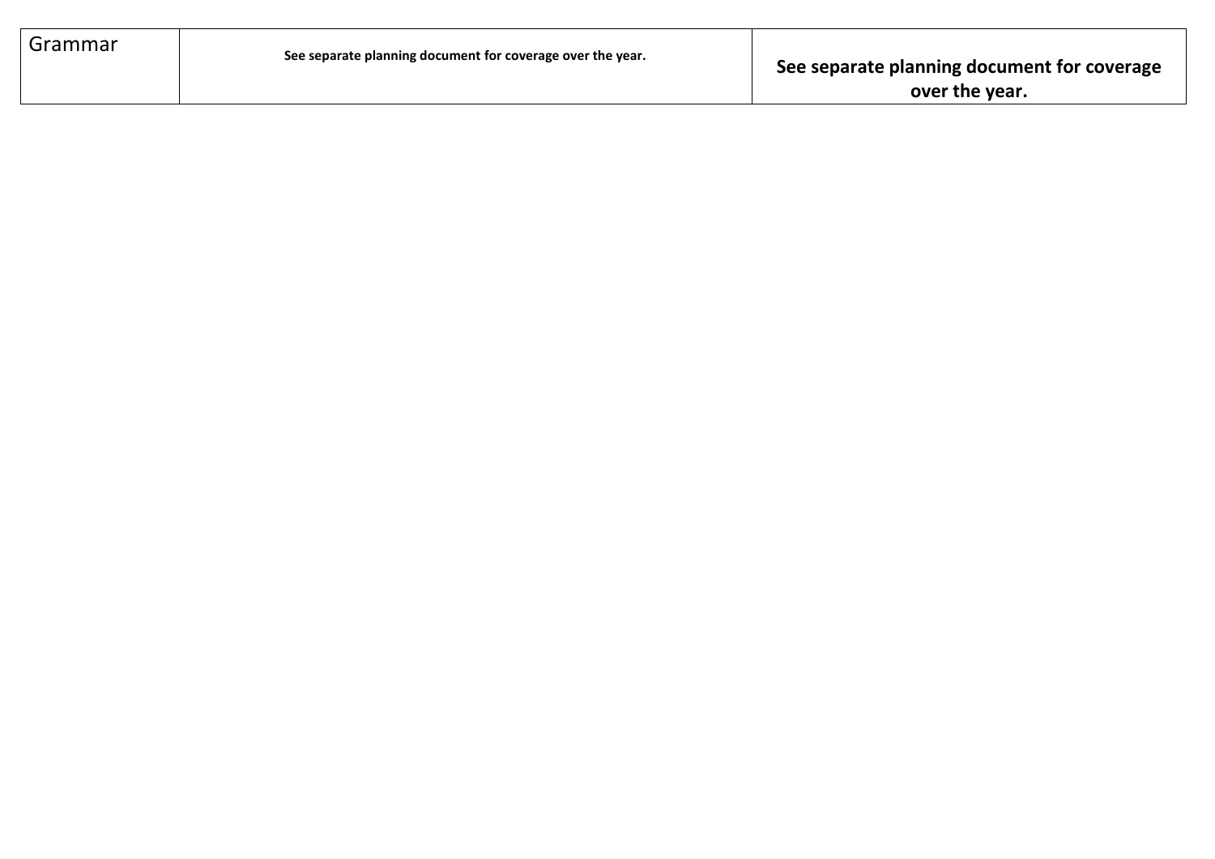| Grammar | **See separate planning document for coverage over the year.** | **See separate planning document for coverage over the year.** |
|---|---|---|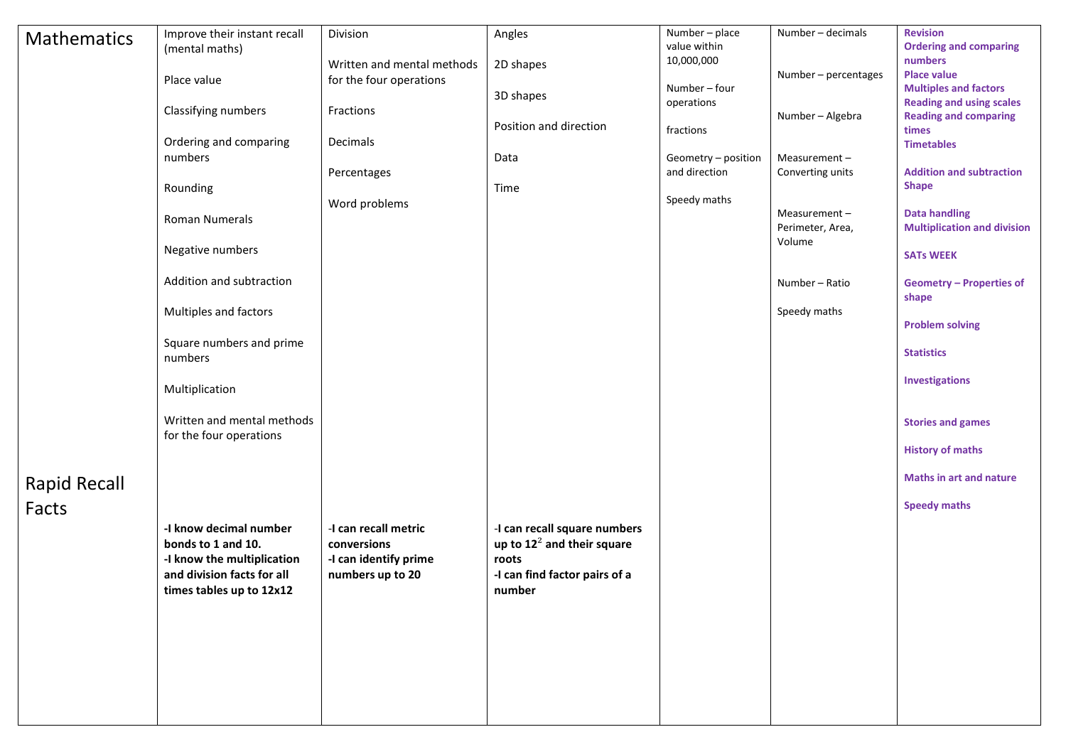| Mathematics | Improve their instant recall (mental maths)<br><br>Place value<br><br>Classifying numbers<br><br>Ordering and comparing numbers<br><br>Rounding<br><br>Roman Numerals<br><br>Negative numbers<br><br>Addition and subtraction<br><br>Multiples and factors<br><br>Square numbers and prime numbers<br><br>Multiplication<br><br>Written and mental methods for the four operations | Division<br><br>Written and mental methods for the four operations<br><br>Fractions<br><br>Decimals<br><br>Percentages<br><br>Word problems | Angles<br><br>2D shapes<br><br>3D shapes<br><br>Position and direction<br><br>Data<br><br>Time | Number – place value within 10,000,000<br><br>Number – four operations<br><br>fractions<br><br>Geometry – position and direction<br><br>Speedy maths | Number – decimals<br><br>Number – percentages<br><br>Number – Algebra<br><br>Measurement – Converting units<br><br>Measurement – Perimeter, Area, Volume<br><br>Number – Ratio<br><br>Speedy maths | **Revision**<br>**Ordering and comparing numbers**<br>**Place value**<br>**Multiples and factors**<br>**Reading and using scales**<br>**Reading and comparing times**<br>**Timetables**<br><br>**Addition and subtraction**<br>**Shape**<br><br>**Data handling**<br>**Multiplication and division**<br><br>**SATs WEEK**<br><br>**Geometry – Properties of shape**<br><br>**Problem solving**<br><br>**Statistics**<br><br>**Investigations**<br><br>**Stories and games**<br><br>**History of maths**<br><br>**Maths in art and nature**<br><br>**Speedy maths** |
|---|---|---|---|---|---|---|
| Rapid Recall Facts | **-I know decimal number bonds to 1 and 10.**<br>**-I know the multiplication and division facts for all times tables up to 12x12** | **-I can recall metric conversions**<br>**-I can identify prime numbers up to 20** | **-I can recall square numbers up to $12^2$ and their square roots**<br>**-I can find factor pairs of a number** | | | |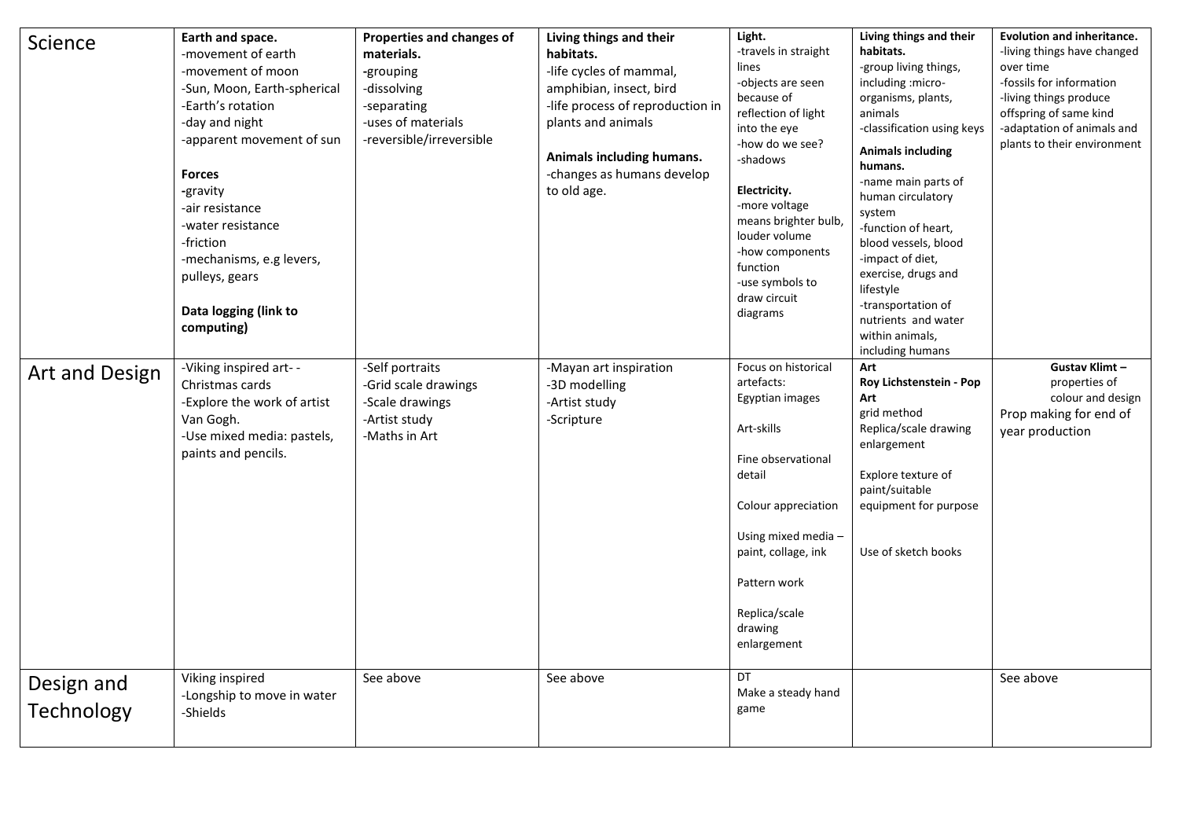| Science | **Earth and space.**<br>-movement of earth<br>-movement of moon<br>-Sun, Moon, Earth-spherical<br>-Earth's rotation<br>-day and night<br>-apparent movement of sun<br><br>**Forces**<br>-gravity<br>-air resistance<br>-water resistance<br>-friction<br>-mechanisms, e.g levers, pulleys, gears<br><br>**Data logging (link to computing)** | **Properties and changes of materials.**<br>-grouping<br>-dissolving<br>-separating<br>-uses of materials<br>-reversible/irreversible | **Living things and their habitats.**<br>-life cycles of mammal, amphibian, insect, bird<br>-life process of reproduction in plants and animals<br><br>**Animals including humans.**<br>-changes as humans develop to old age. | **Light.**<br>-travels in straight lines<br>-objects are seen because of reflection of light into the eye<br>-how do we see?<br>-shadows<br><br>**Electricity.**<br>-more voltage means brighter bulb, louder volume<br>-how components function<br>-use symbols to draw circuit diagrams | **Living things and their habitats.**<br>-group living things, including :micro-organisms, plants, animals<br>-classification using keys<br>**Animals including humans.**<br>-name main parts of human circulatory system<br>-function of heart, blood vessels, blood<br>-impact of diet, exercise, drugs and lifestyle<br>-transportation of nutrients and water within animals, including humans | **Evolution and inheritance.**<br>-living things have changed over time<br>-fossils for information<br>-living things produce offspring of same kind<br>-adaptation of animals and plants to their environment |
|---|---|---|---|---|---|---|
| Art and Design | -Viking inspired art- -Christmas cards<br>-Explore the work of artist Van Gogh.<br>-Use mixed media: pastels, paints and pencils. | -Self portraits<br>-Grid scale drawings<br>-Scale drawings<br>-Artist study<br>-Maths in Art | -Mayan art inspiration<br>-3D modelling<br>-Artist study<br>-Scripture | Focus on historical artefacts:<br>Egyptian images<br><br>Art-skills<br><br>Fine observational detail<br><br>Colour appreciation<br><br>Using mixed media – paint, collage, ink<br><br>Pattern work<br><br>Replica/scale drawing enlargement | **Art**<br>**Roy Lichstenstein - Pop Art**<br>grid method<br>Replica/scale drawing enlargement<br><br>Explore texture of paint/suitable equipment for purpose<br><br>Use of sketch books | **Gustav Klimt –** properties of colour and design<br>Prop making for end of year production |
| Design and Technology | Viking inspired<br>-Longship to move in water<br>-Shields | See above | See above | DT<br>Make a steady hand game | | See above |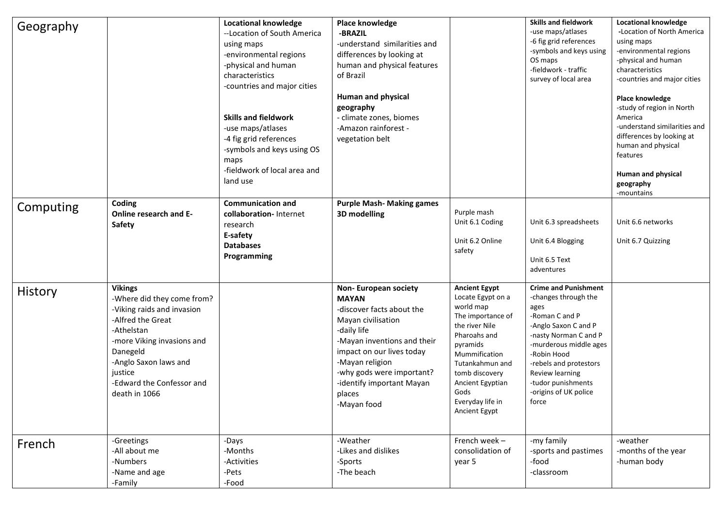| | | | | | | |
|---|---|---|---|---|---|---|
| Geography | | **Locational knowledge**<br>--Location of South America using maps<br>-environmental regions<br>-physical and human characteristics<br>-countries and major cities<br><br>**Skills and fieldwork**<br>-use maps/atlases<br>-4 fig grid references<br>-symbols and keys using OS maps<br>-fieldwork of local area and land use | **Place knowledge**<br>**-BRAZIL**<br>-understand similarities and differences by looking at human and physical features of Brazil<br><br>**Human and physical geography**<br>- climate zones, biomes<br>-Amazon rainforest - vegetation belt | | **Skills and fieldwork**<br>-use maps/atlases<br>-6 fig grid references<br>-symbols and keys using OS maps<br>-fieldwork - traffic survey of local area | **Locational knowledge**<br>-Location of North America using maps<br>-environmental regions<br>-physical and human characteristics<br>-countries and major cities<br><br>**Place knowledge**<br>-study of region in North America<br>-understand similarities and differences by looking at human and physical features<br><br>**Human and physical geography**<br>-mountains |
| Computing | **Coding**<br>**Online research and E-Safety** | **Communication and collaboration-** Internet research<br>**E-safety**<br>**Databases**<br>**Programming** | **Purple Mash- Making games**<br>**3D modelling** | Purple mash<br>Unit 6.1 Coding<br><br>Unit 6.2 Online safety | Unit 6.3 spreadsheets<br><br>Unit 6.4 Blogging<br><br>Unit 6.5 Text adventures | Unit 6.6 networks<br><br>Unit 6.7 Quizzing |
| History | **Vikings**<br>-Where did they come from?<br>-Viking raids and invasion<br>-Alfred the Great<br>-Athelstan<br>-more Viking invasions and Danegeld<br>-Anglo Saxon laws and justice<br>-Edward the Confessor and death in 1066 | | **Non- European society**<br>**MAYAN**<br>-discover facts about the Mayan civilisation<br>-daily life<br>-Mayan inventions and their impact on our lives today<br>-Mayan religion<br>-why gods were important?<br>-identify important Mayan places<br>-Mayan food | **Ancient Egypt**<br>Locate Egypt on a world map<br>The importance of the river Nile<br>Pharoahs and pyramids<br>Mummification<br>Tutankahmun and tomb discovery<br>Ancient Egyptian Gods<br>Everyday life in Ancient Egypt | **Crime and Punishment**<br>-changes through the ages<br>-Roman C and P<br>-Anglo Saxon C and P<br>-nasty Norman C and P<br>-murderous middle ages<br>-Robin Hood<br>-rebels and protestors<br>Review learning<br>-tudor punishments<br>-origins of UK police force | |
| French | -Greetings<br>-All about me<br>-Numbers<br>-Name and age<br>-Family | -Days<br>-Months<br>-Activities<br>-Pets<br>-Food | -Weather<br>-Likes and dislikes<br>-Sports<br>-The beach | French week – consolidation of year 5 | -my family<br>-sports and pastimes<br>-food<br>-classroom | -weather<br>-months of the year<br>-human body |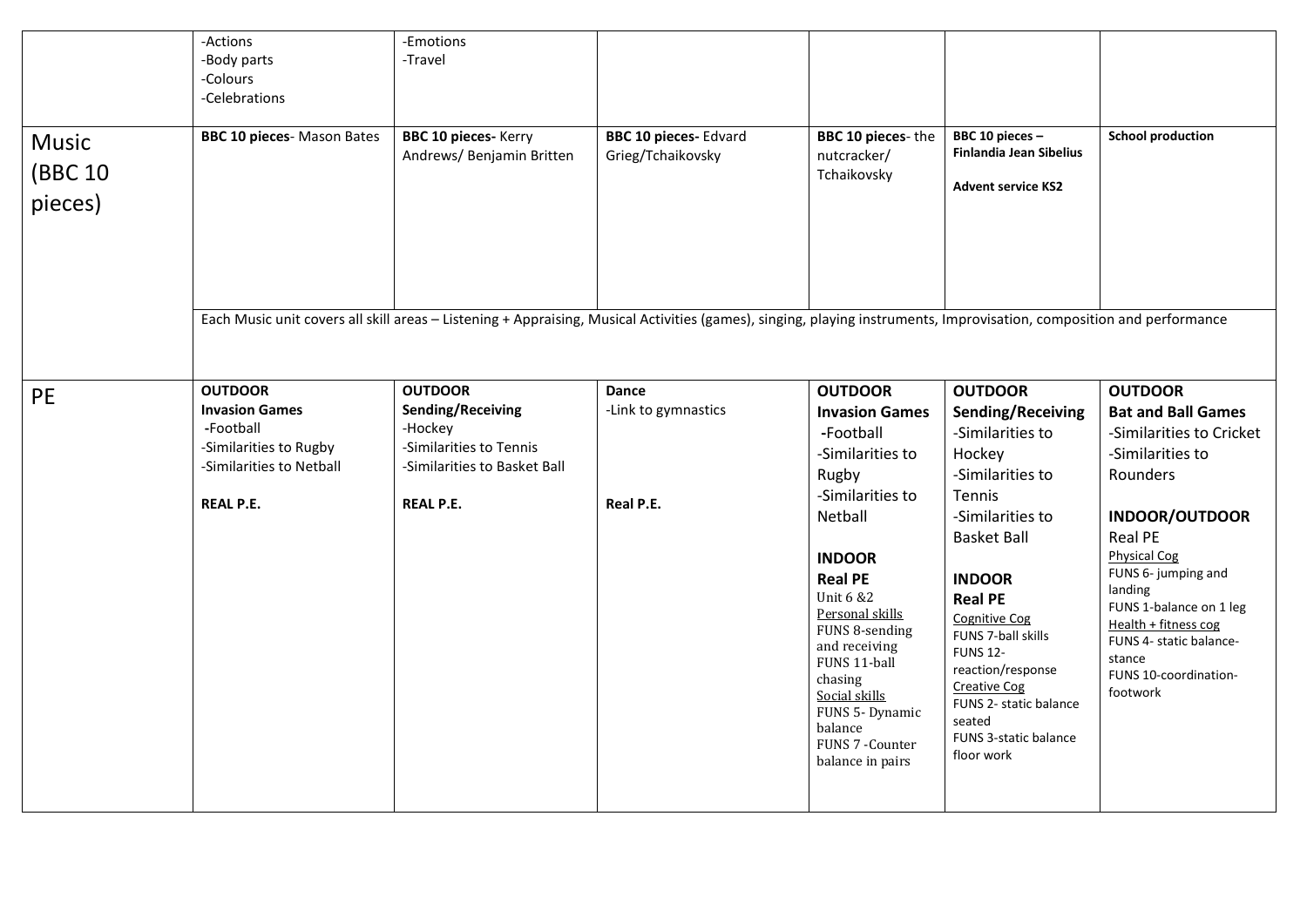| | | | | | | |
|---|---|---|---|---|---|---|
| | -Actions<br>-Body parts<br>-Colours<br>-Celebrations | -Emotions<br>-Travel | | | | |
| Music (BBC 10 pieces) | **BBC 10 pieces**- Mason Bates | **BBC 10 pieces-** Kerry Andrews/ Benjamin Britten | **BBC 10 pieces-** Edvard Grieg/Tchaikovsky | **BBC 10 pieces**- the nutcracker/ Tchaikovsky | **BBC 10 pieces – Finlandia Jean Sibelius**<br><br>**Advent service KS2** | **School production** |
| | Each Music unit covers all skill areas – Listening + Appraising, Musical Activities (games), singing, playing instruments, Improvisation, composition and performance | | | | | |
| PE | **OUTDOOR**<br>**Invasion Games**<br>**-**Football<br>-Similarities to Rugby<br>-Similarities to Netball<br><br>**REAL P.E.** | **OUTDOOR**<br>**Sending/Receiving**<br>-Hockey<br>-Similarities to Tennis<br>-Similarities to Basket Ball<br><br>**REAL P.E.** | **Dance**<br>-Link to gymnastics<br><br>**Real P.E.** | **OUTDOOR**<br>**Invasion Games**<br>**-**Football<br>-Similarities to Rugby<br>-Similarities to Netball<br><br>**INDOOR**<br>**Real PE**<br>Unit 6 &2<br>Personal skills<br>FUNS 8-sending and receiving<br>FUNS 11-ball chasing<br>Social skills<br>FUNS 5- Dynamic balance<br>FUNS 7 -Counter balance in pairs | **OUTDOOR**<br>**Sending/Receiving**<br>-Similarities to Hockey<br>-Similarities to Tennis<br>-Similarities to Basket Ball<br><br>**INDOOR**<br>**Real PE**<br>Cognitive Cog<br>FUNS 7-ball skills<br>FUNS 12-reaction/response<br>Creative Cog<br>FUNS 2- static balance seated<br>FUNS 3-static balance floor work | **OUTDOOR**<br>**Bat and Ball Games**<br>-Similarities to Cricket<br>-Similarities to Rounders<br><br>**INDOOR/OUTDOOR**<br>Real PE<br>Physical Cog<br>FUNS 6- jumping and landing<br>FUNS 1-balance on 1 leg<br>Health + fitness cog<br>FUNS 4- static balance-stance<br>FUNS 10-coordination-footwork |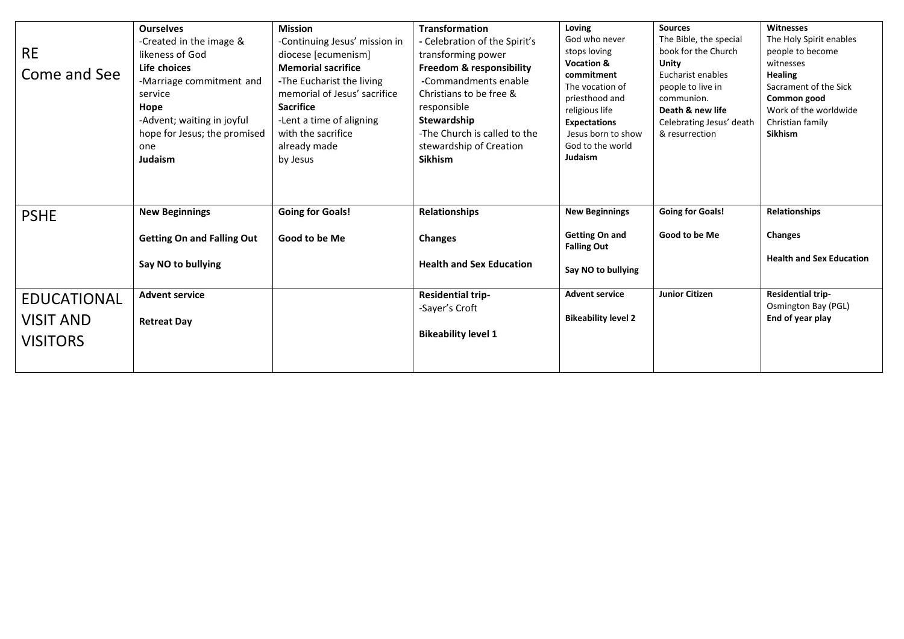| | | | | | | |
|---|---|---|---|---|---|---|
| RE Come and See | **Ourselves** -Created in the image & likeness of God **Life choices** -Marriage commitment and service **Hope** -Advent; waiting in joyful hope for Jesus; the promised one **Judaism** | **Mission** -Continuing Jesus' mission in diocese [ecumenism] **Memorial sacrifice** -The Eucharist the living memorial of Jesus' sacrifice **Sacrifice** -Lent a time of aligning with the sacrifice already made by Jesus | **Transformation** - Celebration of the Spirit's transforming power **Freedom & responsibility** -Commandments enable Christians to be free & responsible **Stewardship** -The Church is called to the stewardship of Creation **Sikhism** | **Loving** God who never stops loving **Vocation & commitment** The vocation of priesthood and religious life **Expectations** Jesus born to show God to the world **Judaism** | **Sources** The Bible, the special book for the Church **Unity** Eucharist enables people to live in communion. **Death & new life** Celebrating Jesus' death & resurrection | **Witnesses** The Holy Spirit enables people to become witnesses **Healing** Sacrament of the Sick **Common good** Work of the worldwide Christian family **Sikhism** |
| PSHE | **New Beginnings** **Getting On and Falling Out** **Say NO to bullying** | **Going for Goals!** **Good to be Me** | **Relationships** **Changes** **Health and Sex Education** | **New Beginnings** **Getting On and Falling Out** **Say NO to bullying** | **Going for Goals!** **Good to be Me** | **Relationships** **Changes** **Health and Sex Education** |
| EDUCATIONAL VISIT AND VISITORS | **Advent service** **Retreat Day** | | **Residential trip-** -Sayer's Croft **Bikeability level 1** | **Advent service** **Bikeability level 2** | **Junior Citizen** | **Residential trip-** Osmington Bay (PGL) **End of year play** |